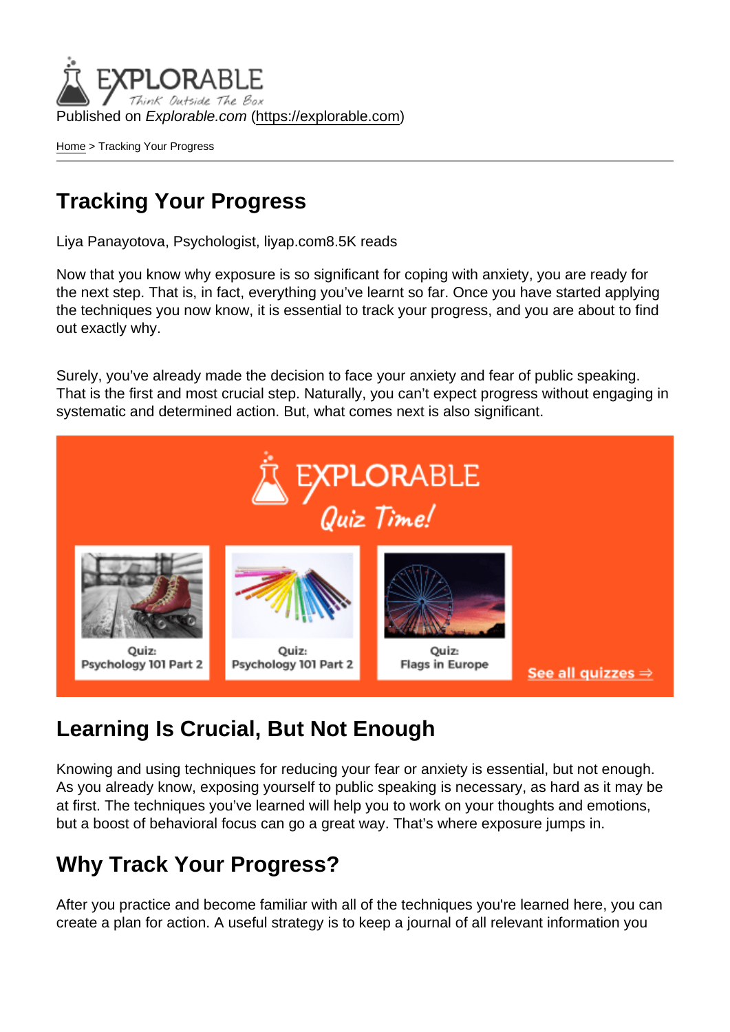Published on *Explorable.com* (https://explorable.com)

Home > Tracking Your Progress

# Tracking Your Progress

Liya Panayotova, Psychologist, liyap.com8.5K reads

Now that you know why exposure is so significant for coping with anxiety, you are ready for the next step. That is, in fact, everything you've learnt so far. Once you have started applying the techniques you now know, it is essential to track your progress, and you are about to find out exactly why.

Surely, you've already made the decision to face your anxiety and fear of public speaking. That is the first and most crucial step. Naturally, you can't expect progress without engaging in systematic and determined action. But, what comes next is also significant.

## Learning Is Crucial, But Not Enough

Knowing and using techniques for reducing your fear or anxiety is essential, but not enough. As you already know, exposing yourself to public speaking is necessary, as hard as it may be at first. The techniques you've learned will help you to work on your thoughts and emotions, but a boost of behavioral focus can go a great way. That's where exposure jumps in.

## Why Track Your Progress?

After you practice and become familiar with all of the techniques you're learned here, you can create a plan for action. A useful strategy is to keep a journal of all relevant information you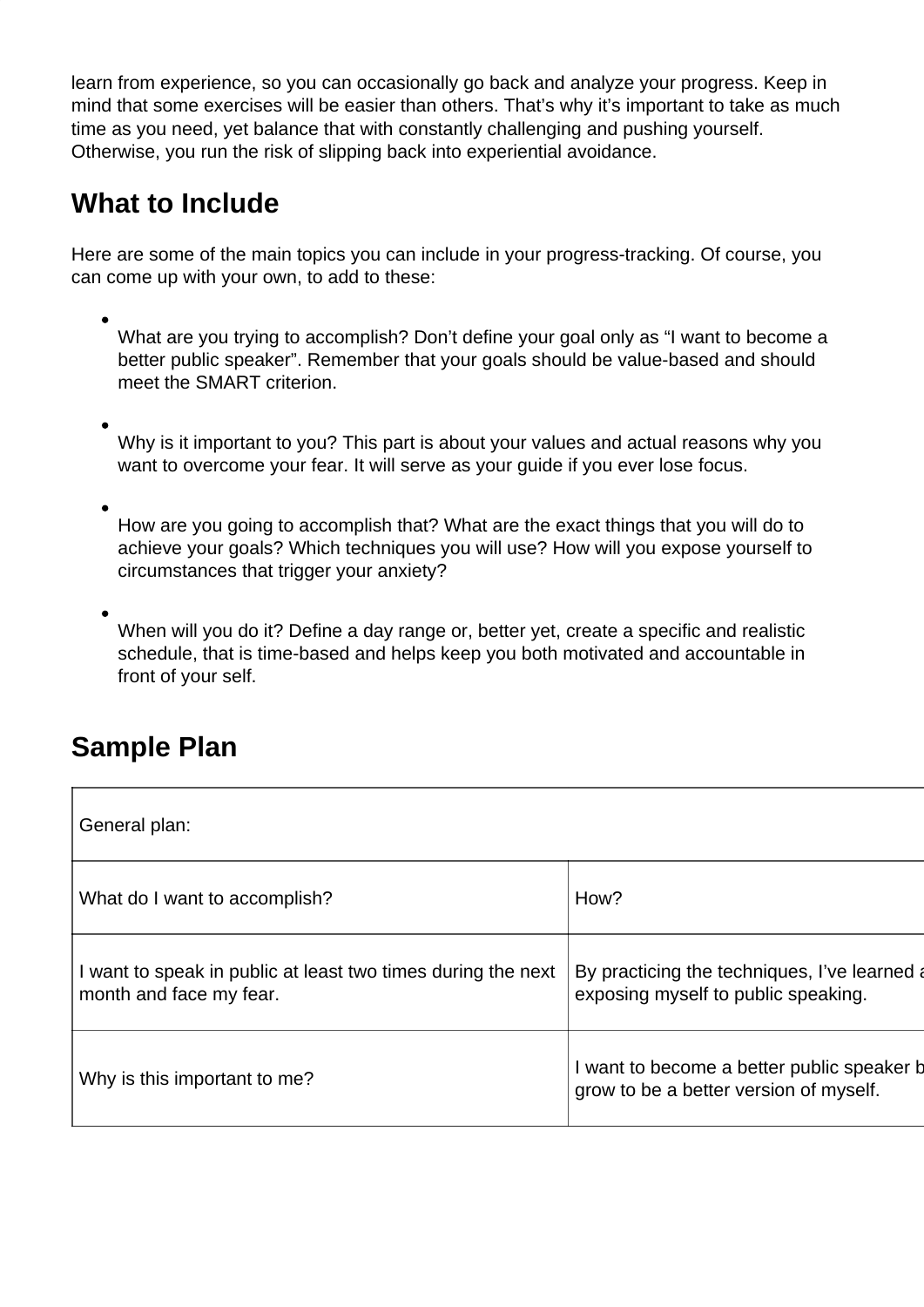learn from experience, so you can occasionally go back and analyze your progress. Keep in mind that some exercises will be easier than others. That's why it's important to take as much time as you need, yet balance that with constantly challenging and pushing yourself. Otherwise, you run the risk of slipping back into experiential avoidance.

## What to Include

Here are some of the main topics you can include in your progress-tracking. Of course, you can come up with your own, to add to these:

- What are you trying to accomplish? Don't define your goal only as "I want to become a better public speaker". Remember that your goals should be value-based and should meet the SMART criterion.
- Why is it important to you? This part is about your values and actual reasons why you want to overcome your fear. It will serve as your guide if you ever lose focus.
- How are you going to accomplish that? What are the exact things that you will do to achieve your goals? Which techniques you will use? How will you expose yourself to circumstances that trigger your anxiety?
- When will you do it? Define a day range or, better yet, create a specific and realistic schedule, that is time-based and helps keep you both motivated and accountable in front of your self.

## Sample Plan

| General plan: | |
|---|---|
| What do I want to accomplish? | How? |
| I want to speak in public at least two times during the next month and face my fear. | By practicing the techniques, I've learned a exposing myself to public speaking. |
| Why is this important to me? | I want to become a better public speaker b grow to be a better version of myself. |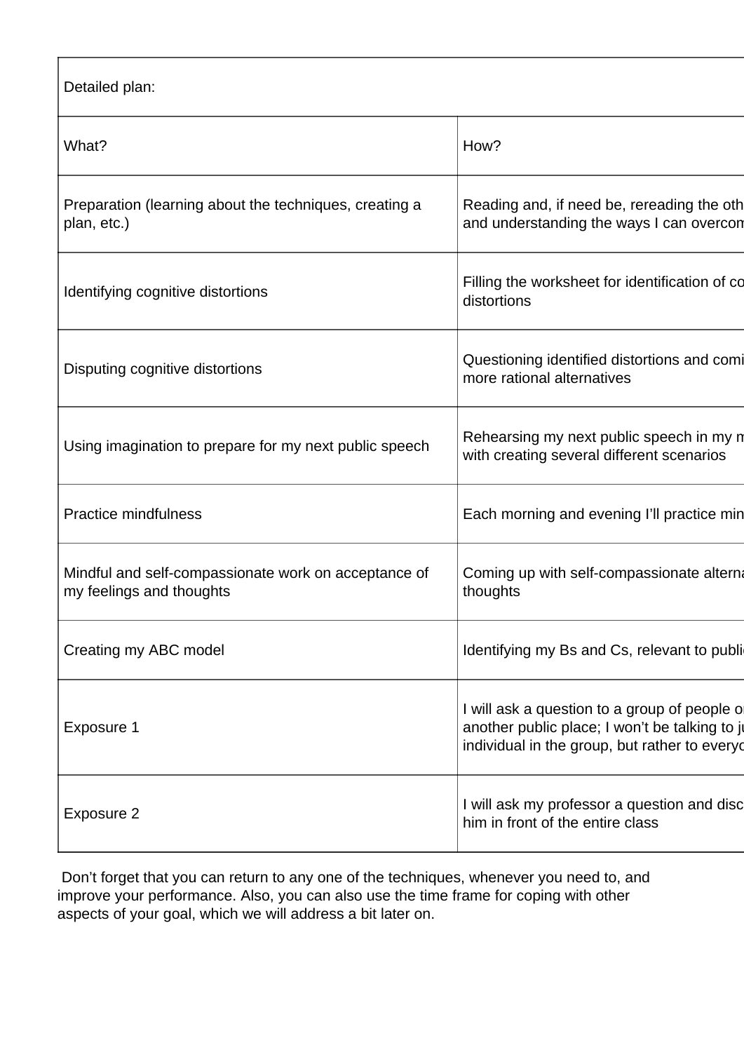| Detailed plan: | |
|---|---|
| What? | How? |
| Preparation (learning about the techniques, creating a plan, etc.) | Reading and, if need be, rereading the oth and understanding the ways I can overcom |
| Identifying cognitive distortions | Filling the worksheet for identification of co distortions |
| Disputing cognitive distortions | Questioning identified distortions and comi more rational alternatives |
| Using imagination to prepare for my next public speech | Rehearsing my next public speech in my m with creating several different scenarios |
| Practice mindfulness | Each morning and evening I'll practice min |
| Mindful and self-compassionate work on acceptance of my feelings and thoughts | Coming up with self-compassionate alterna thoughts |
| Creating my ABC model | Identifying my Bs and Cs, relevant to publi |
| Exposure 1 | I will ask a question to a group of people o another public place; I won't be talking to ju individual in the group, but rather to everyo |
| Exposure 2 | I will ask my professor a question and disc him in front of the entire class |

Don't forget that you can return to any one of the techniques, whenever you need to, and improve your performance. Also, you can also use the time frame for coping with other aspects of your goal, which we will address a bit later on.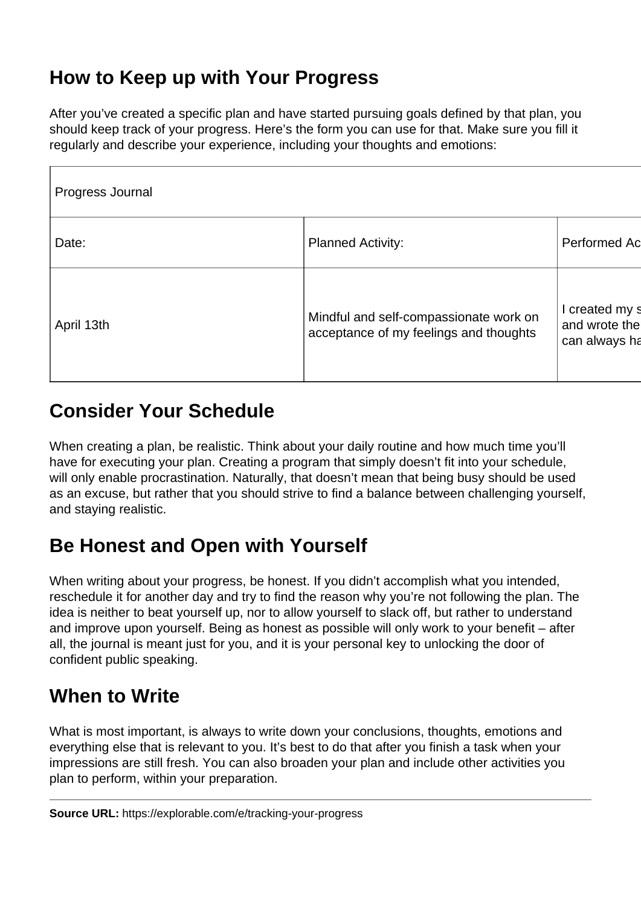## How to Keep up with Your Progress

After you've created a specific plan and have started pursuing goals defined by that plan, you should keep track of your progress. Here's the form you can use for that. Make sure you fill it regularly and describe your experience, including your thoughts and emotions:

| Progress Journal | | |
|---|---|---|
| Date: | Planned Activity: | Performed Ac |
| April 13th | Mindful and self-compassionate work on acceptance of my feelings and thoughts | I created my s and wrote the can always ha |

## Consider Your Schedule

When creating a plan, be realistic. Think about your daily routine and how much time you'll have for executing your plan. Creating a program that simply doesn't fit into your schedule, will only enable procrastination. Naturally, that doesn't mean that being busy should be used as an excuse, but rather that you should strive to find a balance between challenging yourself, and staying realistic.

## Be Honest and Open with Yourself

When writing about your progress, be honest. If you didn't accomplish what you intended, reschedule it for another day and try to find the reason why you're not following the plan. The idea is neither to beat yourself up, nor to allow yourself to slack off, but rather to understand and improve upon yourself. Being as honest as possible will only work to your benefit – after all, the journal is meant just for you, and it is your personal key to unlocking the door of confident public speaking.

## When to Write

What is most important, is always to write down your conclusions, thoughts, emotions and everything else that is relevant to you. It's best to do that after you finish a task when your impressions are still fresh. You can also broaden your plan and include other activities you plan to perform, within your preparation.

---

**Source URL:** https://explorable.com/e/tracking-your-progress